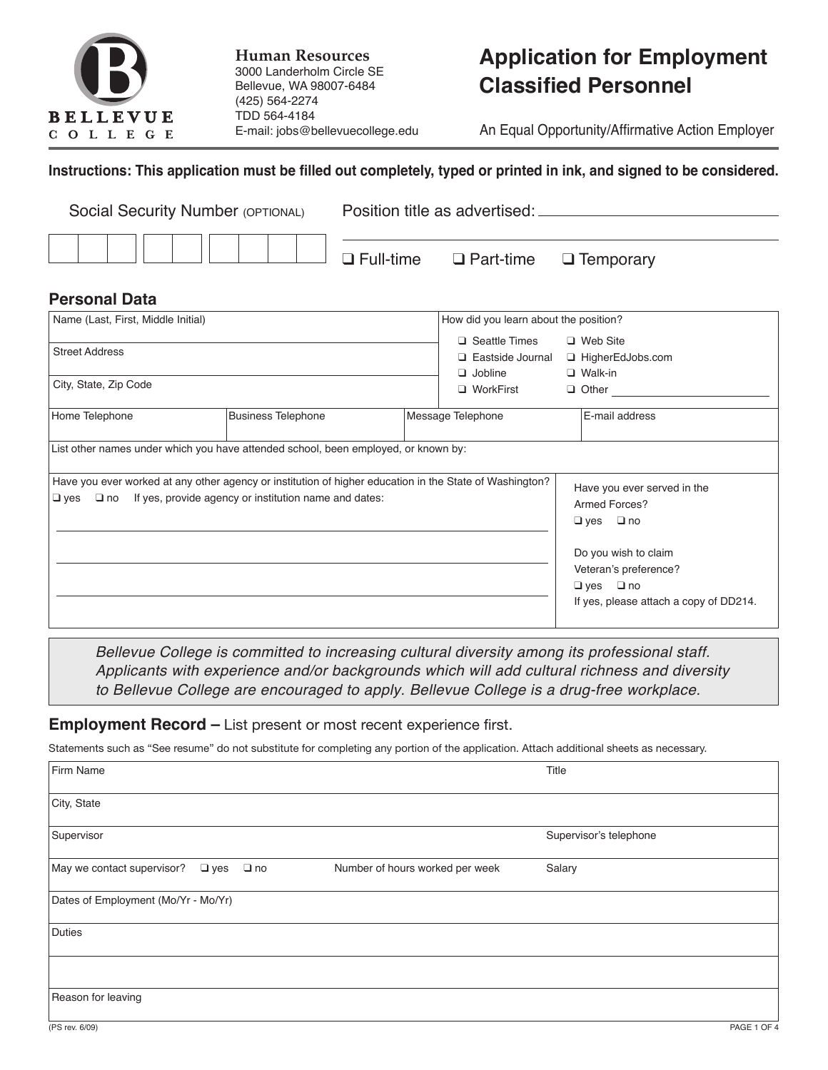**BELLEVUE COLLEGE**

**Human Resources**
3000 Landerholm Circle SE
Bellevue, WA 98007-6484
(425) 564-2274
TDD 564-4184
E-mail: jobs@bellevuecollege.edu

# Application for Employment Classified Personnel

An Equal Opportunity/Affirmative Action Employer

**Instructions: This application must be filled out completely, typed or printed in ink, and signed to be considered.**

Social Security Number (OPTIONAL)

| | | | | | | | | |
|---|---|---|---|---|---|---|---|---|
| | | | | | | | | |

Position title as advertised: ____________________

❑ Full-time ❑ Part-time ❑ Temporary

## Personal Data

| | | | |
|---|---|---|---|
| Name (Last, First, Middle Initial) | | How did you learn about the position? ❑ Seattle Times ❑ Web Site ❑ Eastside Journal ❑ HigherEdJobs.com ❑ Jobline ❑ Walk-in ❑ WorkFirst ❑ Other ________ | |
| Street Address | | | |
| City, State, Zip Code | | | |
| Home Telephone | Business Telephone | Message Telephone | E-mail address |
| List other names under which you have attended school, been employed, or known by: | | | |
| Have you ever worked at any other agency or institution of higher education in the State of Washington? ❑ yes ❑ no If yes, provide agency or institution name and dates: | | | Have you ever served in the Armed Forces? ❑ yes ❑ no<br>Do you wish to claim Veteran's preference? ❑ yes ❑ no<br>If yes, please attach a copy of DD214. |

*Bellevue College is committed to increasing cultural diversity among its professional staff. Applicants with experience and/or backgrounds which will add cultural richness and diversity to Bellevue College are encouraged to apply. Bellevue College is a drug-free workplace.*

## Employment Record – List present or most recent experience first.

Statements such as "See resume" do not substitute for completing any portion of the application. Attach additional sheets as necessary.

| | | |
|---|---|---|
| Firm Name | | Title |
| City, State | | |
| Supervisor | | Supervisor's telephone |
| May we contact supervisor? ❑ yes ❑ no | Number of hours worked per week | Salary |
| Dates of Employment (Mo/Yr - Mo/Yr) | | |
| Duties | | |
| | | |
| Reason for leaving | | |

(PS rev. 6/09)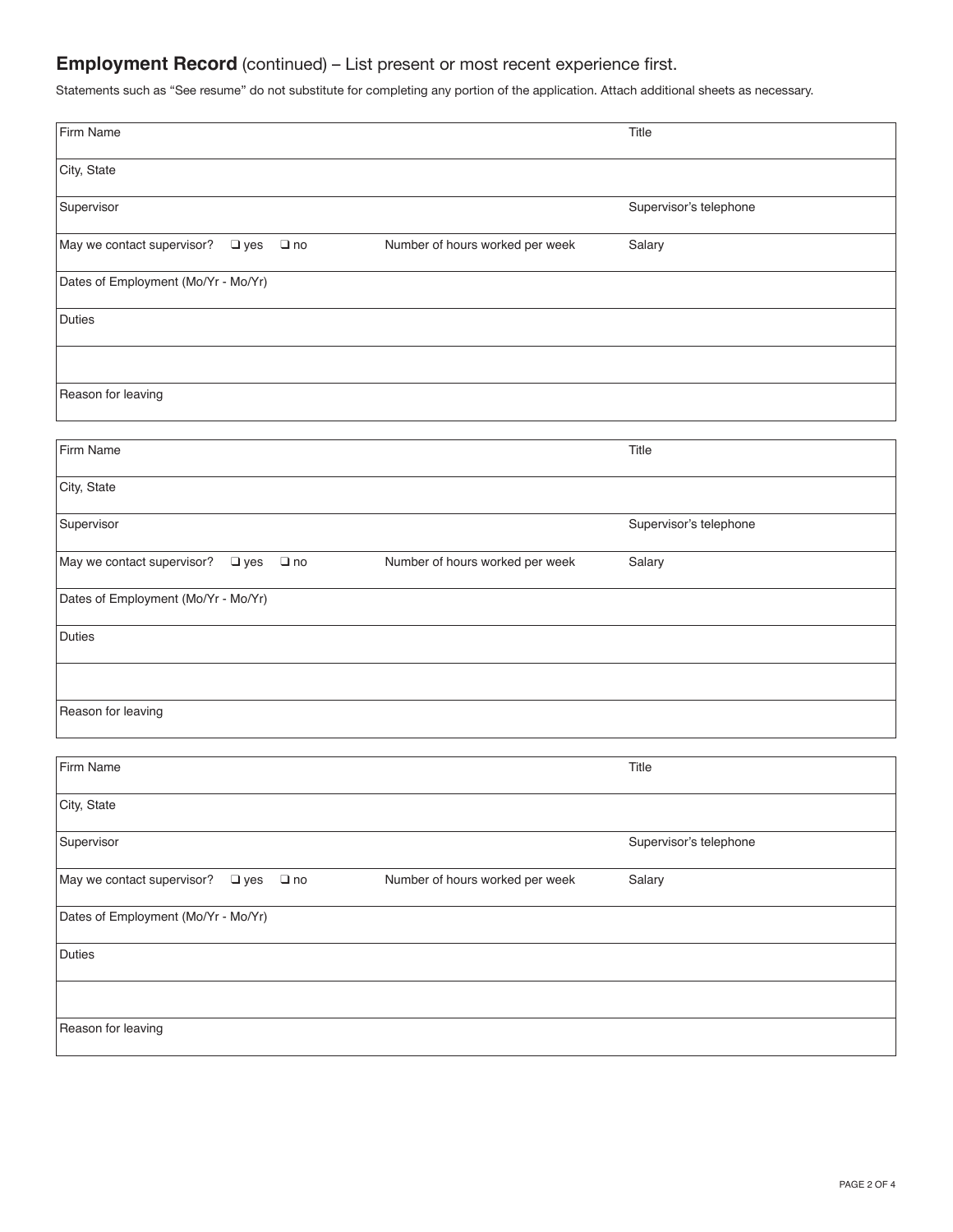## **Employment Record** (continued) – List present or most recent experience first.

Statements such as "See resume" do not substitute for completing any portion of the application. Attach additional sheets as necessary.

| Firm Name | | Title |
|---|---|---|
| City, State | | |
| Supervisor | | Supervisor's telephone |
| May we contact supervisor? ❑ yes ❑ no | Number of hours worked per week | Salary |
| Dates of Employment (Mo/Yr - Mo/Yr) | | |
| Duties | | |
| | | |
| Reason for leaving | | |

| Firm Name | | Title |
|---|---|---|
| City, State | | |
| Supervisor | | Supervisor's telephone |
| May we contact supervisor? ❑ yes ❑ no | Number of hours worked per week | Salary |
| Dates of Employment (Mo/Yr - Mo/Yr) | | |
| Duties | | |
| | | |
| Reason for leaving | | |

| Firm Name | | Title |
|---|---|---|
| City, State | | |
| Supervisor | | Supervisor's telephone |
| May we contact supervisor? ❑ yes ❑ no | Number of hours worked per week | Salary |
| Dates of Employment (Mo/Yr - Mo/Yr) | | |
| Duties | | |
| | | |
| Reason for leaving | | |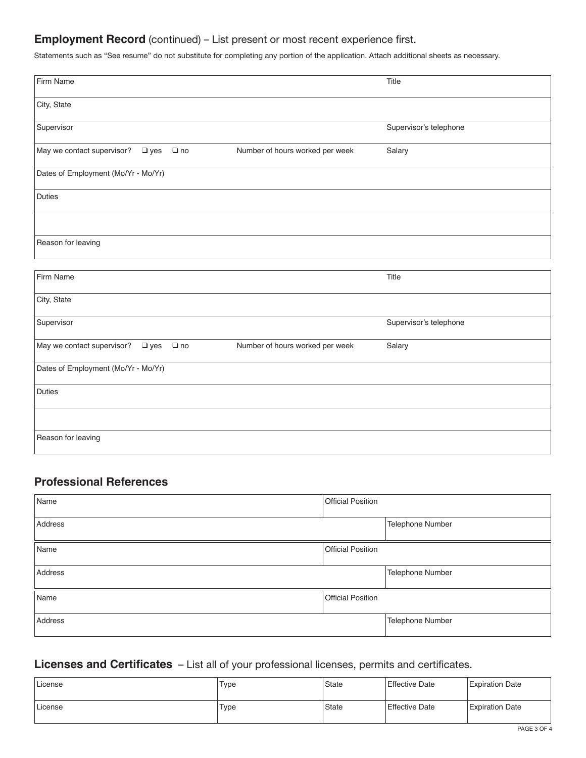## Employment Record (continued) – List present or most recent experience first.

Statements such as "See resume" do not substitute for completing any portion of the application. Attach additional sheets as necessary.

| Firm Name | | Title |
|---|---|---|
| City, State | | |
| Supervisor | | Supervisor's telephone |
| May we contact supervisor? ❑ yes ❑ no | Number of hours worked per week | Salary |
| Dates of Employment (Mo/Yr - Mo/Yr) | | |
| Duties | | |
| | | |
| Reason for leaving | | |

| Firm Name | | Title |
|---|---|---|
| City, State | | |
| Supervisor | | Supervisor's telephone |
| May we contact supervisor? ❑ yes ❑ no | Number of hours worked per week | Salary |
| Dates of Employment (Mo/Yr - Mo/Yr) | | |
| Duties | | |
| | | |
| Reason for leaving | | |

## Professional References

| Name | Official Position |
|---|---|
| Address | Telephone Number |
| Name | Official Position |
| Address | Telephone Number |
| Name | Official Position |
| Address | Telephone Number |

## Licenses and Certificates – List all of your professional licenses, permits and certificates.

| License | Type | State | Effective Date | Expiration Date |
|---|---|---|---|---|
| License | Type | State | Effective Date | Expiration Date |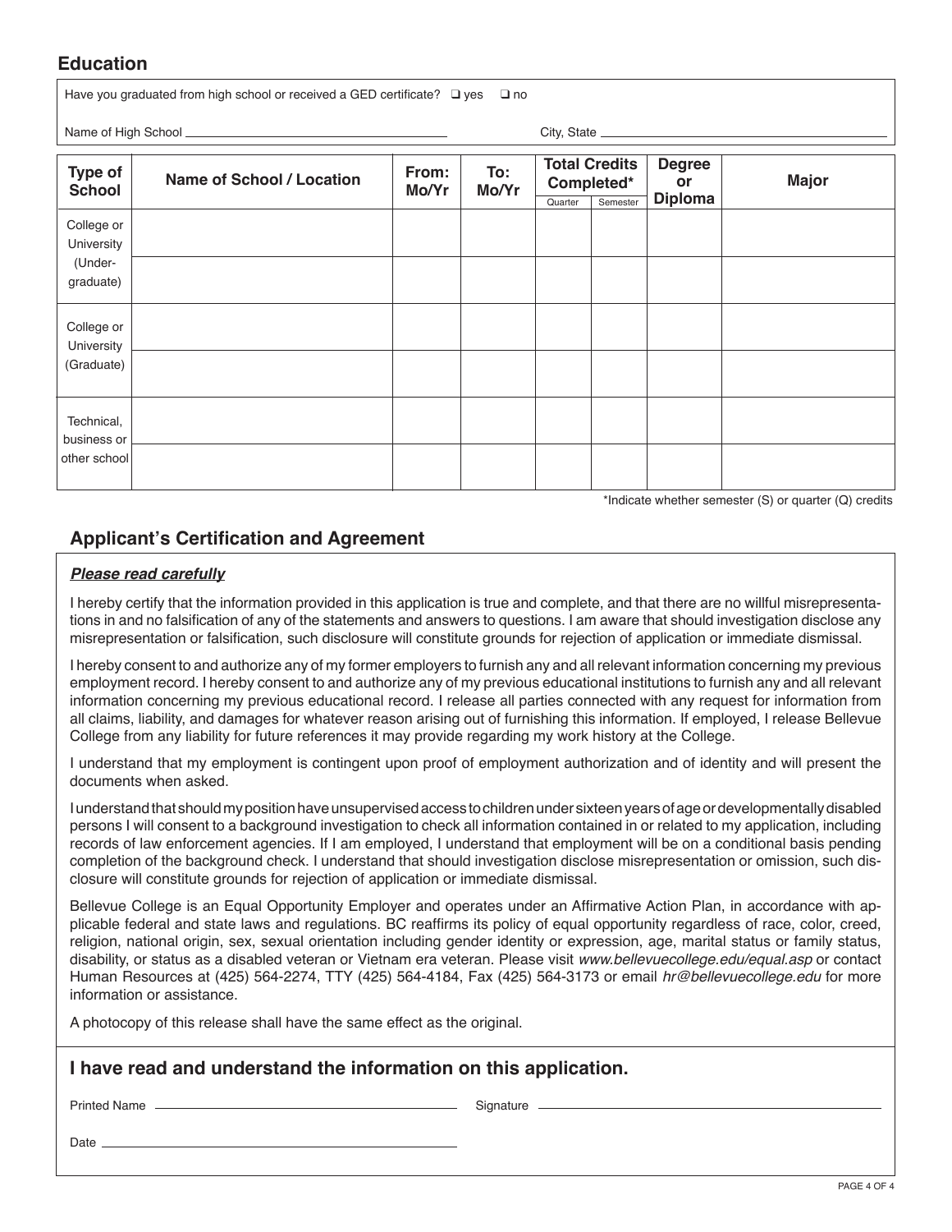## Education

Have you graduated from high school or received a GED certificate? ❑ yes ❑ no

Name of High School \_\_\_\_\_\_\_\_\_\_\_\_\_\_\_\_\_\_\_\_ City, State \_\_\_\_\_\_\_\_\_\_\_\_\_\_\_\_\_\_\_\_

| Type of School | Name of School / Location | From: Mo/Yr | To: Mo/Yr | Total Credits Completed* | | Degree or Diploma | Major |
|---|---|---|---|---|---|---|---|
| | | | | Quarter | Semester | | |
| College or University (Under-graduate) | | | | | | | |
| | | | | | | | |
| College or University (Graduate) | | | | | | | |
| | | | | | | | |
| Technical, business or other school | | | | | | | |
| | | | | | | | |

*Indicate whether semester (S) or quarter (Q) credits

## Applicant's Certification and Agreement

***Please read carefully***

I hereby certify that the information provided in this application is true and complete, and that there are no willful misrepresentations in and no falsification of any of the statements and answers to questions. I am aware that should investigation disclose any misrepresentation or falsification, such disclosure will constitute grounds for rejection of application or immediate dismissal.

I hereby consent to and authorize any of my former employers to furnish any and all relevant information concerning my previous employment record. I hereby consent to and authorize any of my previous educational institutions to furnish any and all relevant information concerning my previous educational record. I release all parties connected with any request for information from all claims, liability, and damages for whatever reason arising out of furnishing this information. If employed, I release Bellevue College from any liability for future references it may provide regarding my work history at the College.

I understand that my employment is contingent upon proof of employment authorization and of identity and will present the documents when asked.

I understand that should my position have unsupervised access to children under sixteen years of age or developmentally disabled persons I will consent to a background investigation to check all information contained in or related to my application, including records of law enforcement agencies. If I am employed, I understand that employment will be on a conditional basis pending completion of the background check. I understand that should investigation disclose misrepresentation or omission, such disclosure will constitute grounds for rejection of application or immediate dismissal.

Bellevue College is an Equal Opportunity Employer and operates under an Affirmative Action Plan, in accordance with applicable federal and state laws and regulations. BC reaffirms its policy of equal opportunity regardless of race, color, creed, religion, national origin, sex, sexual orientation including gender identity or expression, age, marital status or family status, disability, or status as a disabled veteran or Vietnam era veteran. Please visit *www.bellevuecollege.edu/equal.asp* or contact Human Resources at (425) 564-2274, TTY (425) 564-4184, Fax (425) 564-3173 or email *hr@bellevuecollege.edu* for more information or assistance.

A photocopy of this release shall have the same effect as the original.

### I have read and understand the information on this application.

Printed Name \_\_\_\_\_\_\_\_\_\_\_\_\_\_\_\_\_\_\_\_ Signature \_\_\_\_\_\_\_\_\_\_\_\_\_\_\_\_\_\_\_\_

Date \_\_\_\_\_\_\_\_\_\_\_\_\_\_\_\_\_\_\_\_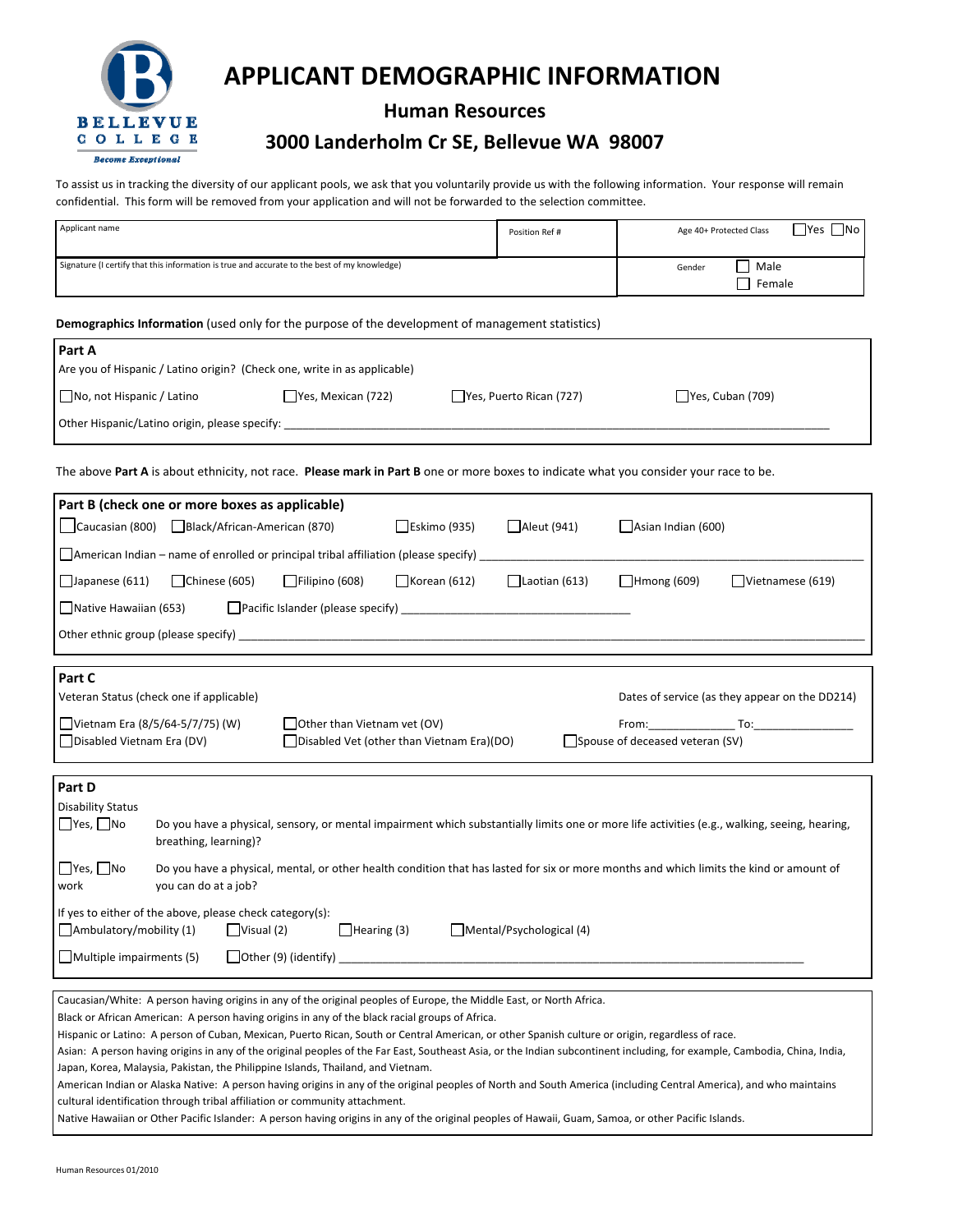BELLEVUE COLLEGE

*Become Exceptional*

# APPLICANT DEMOGRAPHIC INFORMATION

### Human Resources

### 3000 Landerholm Cr SE, Bellevue WA 98007

To assist us in tracking the diversity of our applicant pools, we ask that you voluntarily provide us with the following information. Your response will remain confidential. This form will be removed from your application and will not be forwarded to the selection committee.

| | | |
|---|---|---|
| Applicant name | Position Ref # | Age 40+ Protected Class ☐Yes ☐No |
| Signature (I certify that this information is true and accurate to the best of my knowledge) | | Gender ☐ Male ☐ Female |

**Demographics Information** (used only for the purpose of the development of management statistics)

**Part A**

Are you of Hispanic / Latino origin? (Check one, write in as applicable)

☐No, not Hispanic / Latino ☐Yes, Mexican (722) ☐Yes, Puerto Rican (727) ☐Yes, Cuban (709)

Other Hispanic/Latino origin, please specify: ____________________

The above **Part A** is about ethnicity, not race. **Please mark in Part B** one or more boxes to indicate what you consider your race to be.

**Part B (check one or more boxes as applicable)**

☐Caucasian (800) ☐Black/African-American (870) ☐Eskimo (935) ☐Aleut (941) ☐Asian Indian (600)

☐American Indian – name of enrolled or principal tribal affiliation (please specify) ____________________

☐Japanese (611) ☐Chinese (605) ☐Filipino (608) ☐Korean (612) ☐Laotian (613) ☐Hmong (609) ☐Vietnamese (619)

☐Native Hawaiian (653) ☐Pacific Islander (please specify) ____________________

Other ethnic group (please specify) ____________________

**Part C**

Veteran Status (check one if applicable)

☐Vietnam Era (8/5/64-5/7/75) (W) ☐Other than Vietnam vet (OV)

☐Disabled Vietnam Era (DV) ☐Disabled Vet (other than Vietnam Era)(DO) ☐Spouse of deceased veteran (SV)

Dates of service (as they appear on the DD214) From:______________ To:________________

**Part D**

Disability Status

☐Yes, ☐No Do you have a physical, sensory, or mental impairment which substantially limits one or more life activities (e.g., walking, seeing, hearing, breathing, learning)?

☐Yes, ☐No work Do you have a physical, mental, or other health condition that has lasted for six or more months and which limits the kind or amount of work you can do at a job?

If yes to either of the above, please check category(s):

☐Ambulatory/mobility (1) ☐Visual (2) ☐Hearing (3) ☐Mental/Psychological (4)

☐Multiple impairments (5) ☐Other (9) (identify) ____________________

Caucasian/White: A person having origins in any of the original peoples of Europe, the Middle East, or North Africa.

Black or African American: A person having origins in any of the black racial groups of Africa.

Hispanic or Latino: A person of Cuban, Mexican, Puerto Rican, South or Central American, or other Spanish culture or origin, regardless of race.

Asian: A person having origins in any of the original peoples of the Far East, Southeast Asia, or the Indian subcontinent including, for example, Cambodia, China, India, Japan, Korea, Malaysia, Pakistan, the Philippine Islands, Thailand, and Vietnam.

American Indian or Alaska Native: A person having origins in any of the original peoples of North and South America (including Central America), and who maintains cultural identification through tribal affiliation or community attachment.

Native Hawaiian or Other Pacific Islander: A person having origins in any of the original peoples of Hawaii, Guam, Samoa, or other Pacific Islands.

Human Resources 01/2010